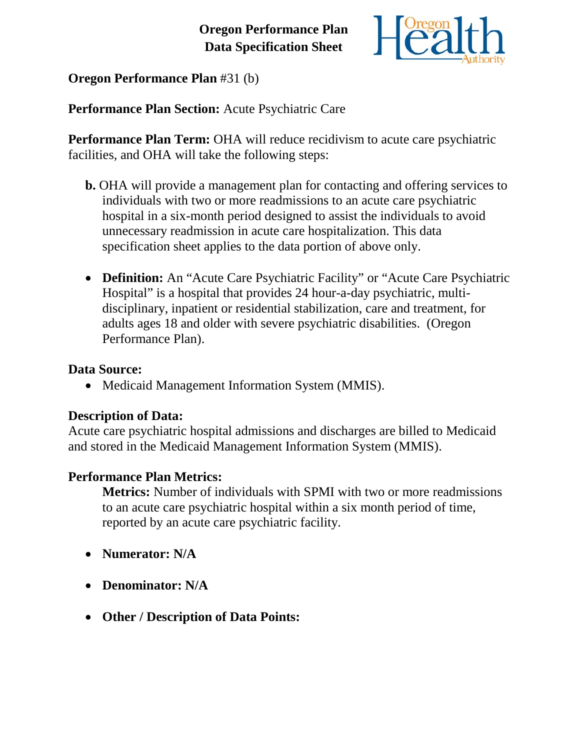# Oregon Performance Plan
# Data Specification Sheet

**Oregon Performance Plan** #31 (b)

**Performance Plan Section:** Acute Psychiatric Care

**Performance Plan Term:** OHA will reduce recidivism to acute care psychiatric facilities, and OHA will take the following steps:

**b.** OHA will provide a management plan for contacting and offering services to individuals with two or more readmissions to an acute care psychiatric hospital in a six-month period designed to assist the individuals to avoid unnecessary readmission in acute care hospitalization. This data specification sheet applies to the data portion of above only.

- **Definition:** An "Acute Care Psychiatric Facility" or "Acute Care Psychiatric Hospital" is a hospital that provides 24 hour-a-day psychiatric, multi-disciplinary, inpatient or residential stabilization, care and treatment, for adults ages 18 and older with severe psychiatric disabilities. (Oregon Performance Plan).

**Data Source:**

- Medicaid Management Information System (MMIS).

**Description of Data:**
Acute care psychiatric hospital admissions and discharges are billed to Medicaid and stored in the Medicaid Management Information System (MMIS).

**Performance Plan Metrics:**

**Metrics:** Number of individuals with SPMI with two or more readmissions to an acute care psychiatric hospital within a six month period of time, reported by an acute care psychiatric facility.

- **Numerator: N/A**

- **Denominator: N/A**

- **Other / Description of Data Points:**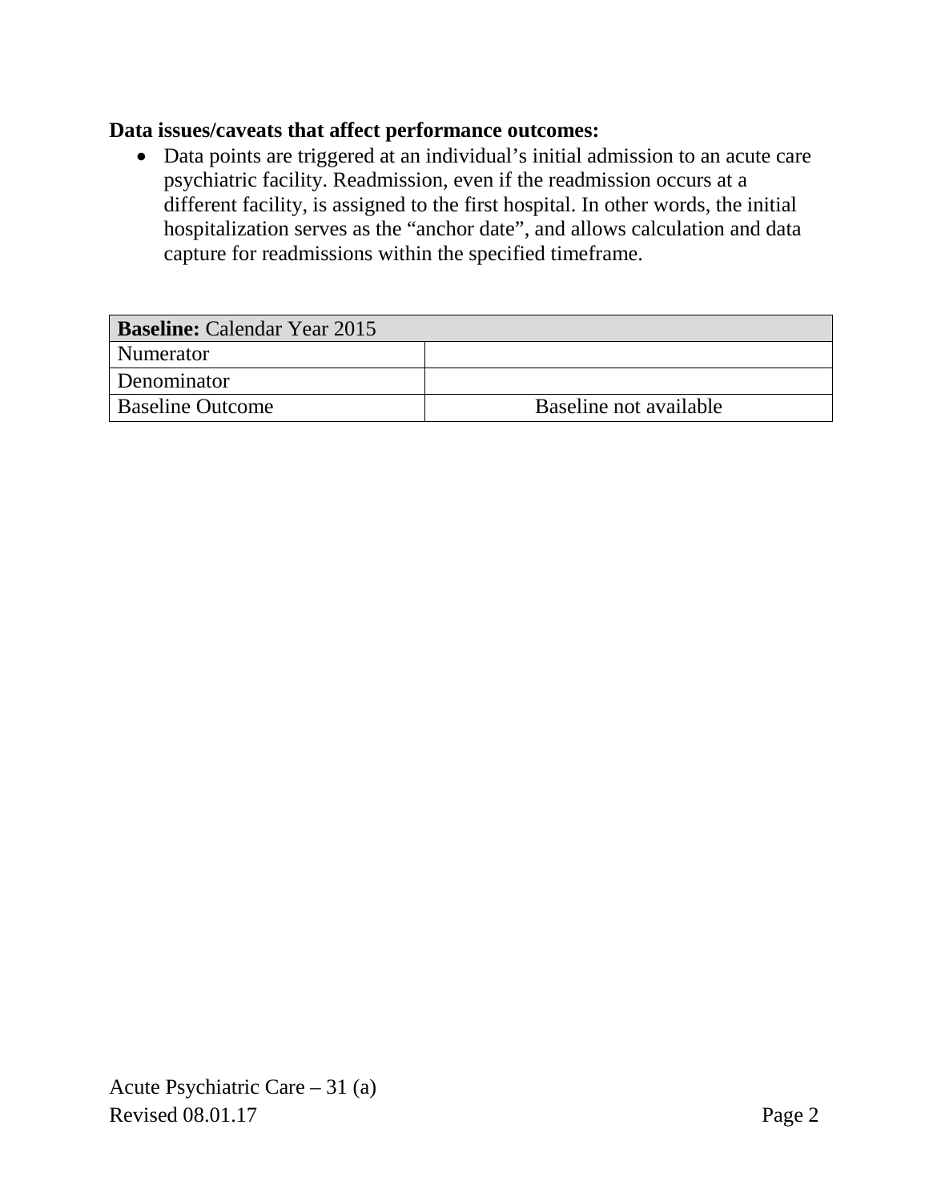**Data issues/caveats that affect performance outcomes:**

- Data points are triggered at an individual's initial admission to an acute care psychiatric facility. Readmission, even if the readmission occurs at a different facility, is assigned to the first hospital. In other words, the initial hospitalization serves as the "anchor date", and allows calculation and data capture for readmissions within the specified timeframe.

| **Baseline:** Calendar Year 2015 | |
|---|---|
| Numerator | |
| Denominator | |
| Baseline Outcome | Baseline not available |